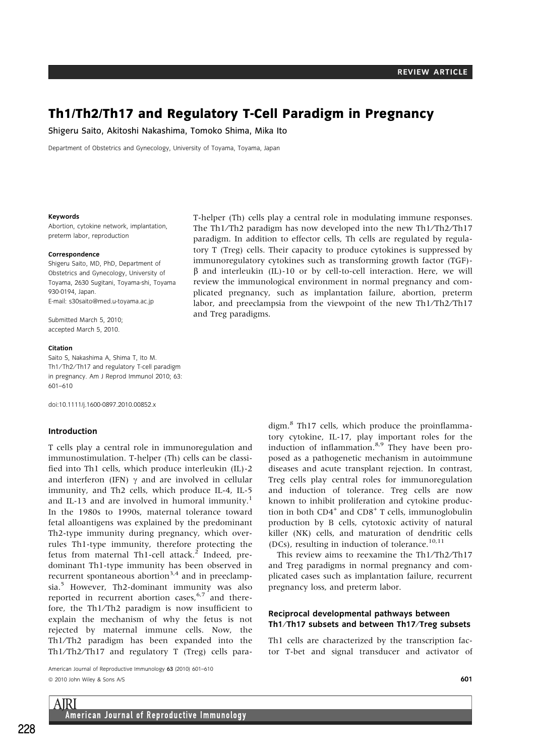REVIEW ARTICLE

# Th1/Th2/Th17 and Regulatory T-Cell Paradigm in Pregnancy

Shigeru Saito, Akitoshi Nakashima, Tomoko Shima, Mika Ito

Department of Obstetrics and Gynecology, University of Toyama, Toyama, Japan

**Keywords**

Abortion, cytokine network, implantation, preterm labor, reproduction

**Correspondence**

Shigeru Saito, MD, PhD, Department of Obstetrics and Gynecology, University of Toyama, 2630 Sugitani, Toyama-shi, Toyama 930-0194, Japan.
E-mail: s30saito@med.u-toyama.ac.jp

Submitted March 5, 2010;
accepted March 5, 2010.

**Citation**

Saito S, Nakashima A, Shima T, Ito M. Th1/Th2/Th17 and regulatory T-cell paradigm in pregnancy. Am J Reprod Immunol 2010; 63: 601–610

doi:10.1111/j.1600-0897.2010.00852.x

T-helper (Th) cells play a central role in modulating immune responses. The Th1/Th2 paradigm has now developed into the new Th1/Th2/Th17 paradigm. In addition to effector cells, Th cells are regulated by regulatory T (Treg) cells. Their capacity to produce cytokines is suppressed by immunoregulatory cytokines such as transforming growth factor (TGF)-β and interleukin (IL)-10 or by cell-to-cell interaction. Here, we will review the immunological environment in normal pregnancy and complicated pregnancy, such as implantation failure, abortion, preterm labor, and preeclampsia from the viewpoint of the new Th1/Th2/Th17 and Treg paradigms.

## Introduction

T cells play a central role in immunoregulation and immunostimulation. T-helper (Th) cells can be classified into Th1 cells, which produce interleukin (IL)-2 and interferon (IFN) γ and are involved in cellular immunity, and Th2 cells, which produce IL-4, IL-5 and IL-13 and are involved in humoral immunity.[1] In the 1980s to 1990s, maternal tolerance toward fetal alloantigens was explained by the predominant Th2-type immunity during pregnancy, which overrules Th1-type immunity, therefore protecting the fetus from maternal Th1-cell attack.[2] Indeed, predominant Th1-type immunity has been observed in recurrent spontaneous abortion[3,4] and in preeclampsia.[5] However, Th2-dominant immunity was also reported in recurrent abortion cases,[6,7] and therefore, the Th1/Th2 paradigm is now insufficient to explain the mechanism of why the fetus is not rejected by maternal immune cells. Now, the Th1/Th2 paradigm has been expanded into the Th1/Th2/Th17 and regulatory T (Treg) cells paradigm.[8] Th17 cells, which produce the proinflammatory cytokine, IL-17, play important roles for the induction of inflammation.[8,9] They have been proposed as a pathogenetic mechanism in autoimmune diseases and acute transplant rejection. In contrast, Treg cells play central roles for immunoregulation and induction of tolerance. Treg cells are now known to inhibit proliferation and cytokine production in both $CD4^+$ and $CD8^+$ T cells, immunoglobulin production by B cells, cytotoxic activity of natural killer (NK) cells, and maturation of dendritic cells (DCs), resulting in induction of tolerance.[10,11]

This review aims to reexamine the Th1/Th2/Th17 and Treg paradigms in normal pregnancy and complicated cases such as implantation failure, recurrent pregnancy loss, and preterm labor.

### Reciprocal developmental pathways between Th1/Th17 subsets and between Th17/Treg subsets

Th1 cells are characterized by the transcription factor T-bet and signal transducer and activator of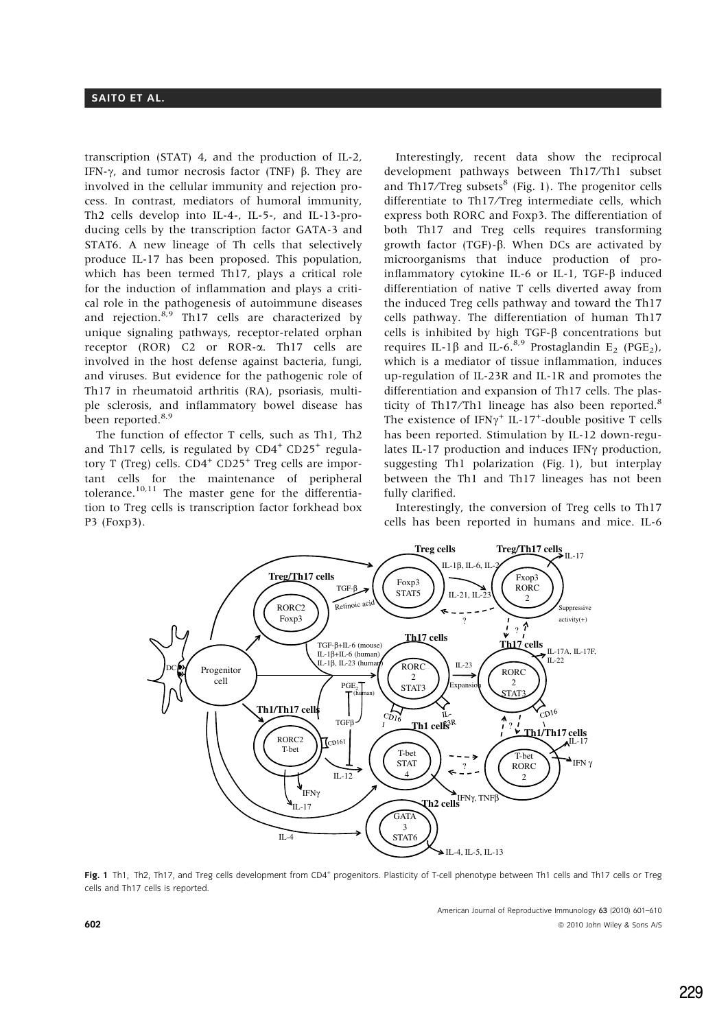transcription (STAT) 4, and the production of IL-2, IFN-γ, and tumor necrosis factor (TNF) β. They are involved in the cellular immunity and rejection process. In contrast, mediators of humoral immunity, Th2 cells develop into IL-4-, IL-5-, and IL-13-producing cells by the transcription factor GATA-3 and STAT6. A new lineage of Th cells that selectively produce IL-17 has been proposed. This population, which has been termed Th17, plays a critical role for the induction of inflammation and plays a critical role in the pathogenesis of autoimmune diseases and rejection.[8,9] Th17 cells are characterized by unique signaling pathways, receptor-related orphan receptor (ROR) C2 or ROR-α. Th17 cells are involved in the host defense against bacteria, fungi, and viruses. But evidence for the pathogenic role of Th17 in rheumatoid arthritis (RA), psoriasis, multiple sclerosis, and inflammatory bowel disease has been reported.[8,9]

The function of effector T cells, such as Th1, Th2 and Th17 cells, is regulated by $CD4^+$ $CD25^+$ regulatory T (Treg) cells. $CD4^+$ $CD25^+$ Treg cells are important cells for the maintenance of peripheral tolerance.[10,11] The master gene for the differentiation to Treg cells is transcription factor forkhead box P3 (Foxp3).

Interestingly, recent data show the reciprocal development pathways between Th17/Th1 subset and Th17/Treg subsets[8] (Fig. 1). The progenitor cells differentiate to Th17/Treg intermediate cells, which express both RORC and Foxp3. The differentiation of both Th17 and Treg cells requires transforming growth factor (TGF)-β. When DCs are activated by microorganisms that induce production of pro-inflammatory cytokine IL-6 or IL-1, TGF-β induced differentiation of native T cells diverted away from the induced Treg cells pathway and toward the Th17 cells pathway. The differentiation of human Th17 cells is inhibited by high TGF-β concentrations but requires IL-1β and IL-6.[8,9] Prostaglandin $E_2$ ($PGE_2$), which is a mediator of tissue inflammation, induces up-regulation of IL-23R and IL-1R and promotes the differentiation and expansion of Th17 cells. The plasticity of Th17/Th1 lineage has also been reported.[8] The existence of $IFN\gamma^+$ $IL\text{-}17^+$-double positive T cells has been reported. Stimulation by IL-12 down-regulates IL-17 production and induces IFNγ production, suggesting Th1 polarization (Fig. 1), but interplay between the Th1 and Th17 lineages has not been fully clarified.

Interestingly, the conversion of Treg cells to Th17 cells has been reported in humans and mice. IL-6

**Fig. 1** Th1, Th2, Th17, and Treg cells development from $CD4^+$ progenitors. Plasticity of T-cell phenotype between Th1 cells and Th17 cells or Treg cells and Th17 cells is reported.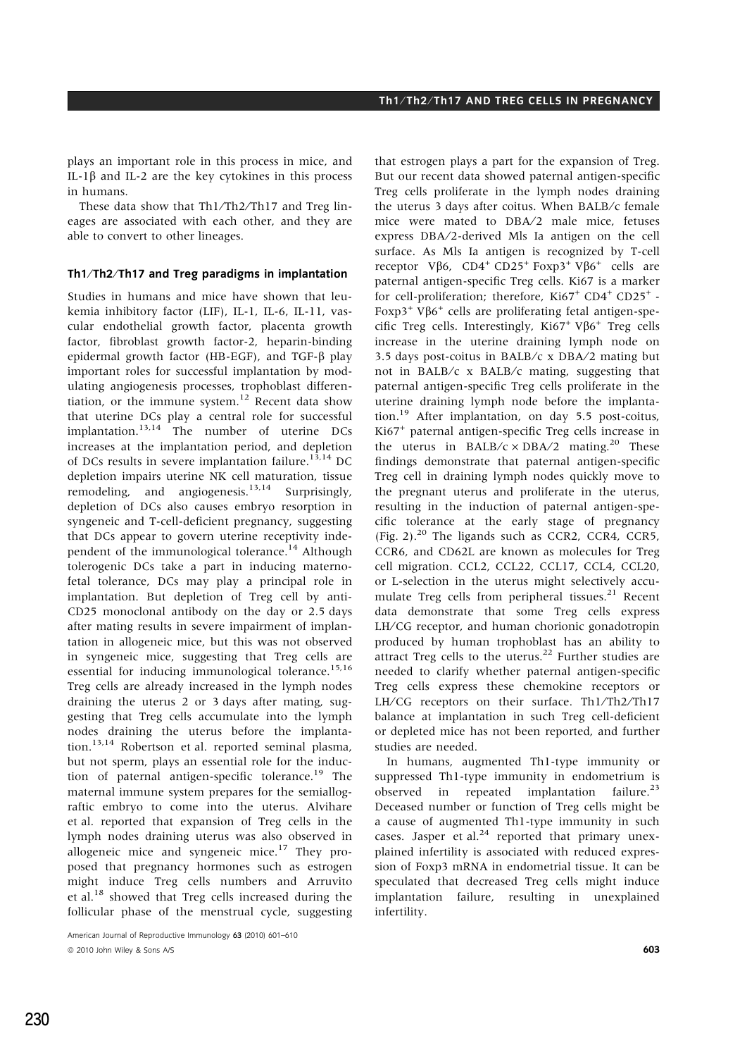plays an important role in this process in mice, and IL-1β and IL-2 are the key cytokines in this process in humans.

These data show that Th1/Th2/Th17 and Treg lineages are associated with each other, and they are able to convert to other lineages.

### Th1/Th2/Th17 and Treg paradigms in implantation

Studies in humans and mice have shown that leukemia inhibitory factor (LIF), IL-1, IL-6, IL-11, vascular endothelial growth factor, placenta growth factor, fibroblast growth factor-2, heparin-binding epidermal growth factor (HB-EGF), and TGF-β play important roles for successful implantation by modulating angiogenesis processes, trophoblast differentiation, or the immune system.[12] Recent data show that uterine DCs play a central role for successful implantation.[13,14] The number of uterine DCs increases at the implantation period, and depletion of DCs results in severe implantation failure.[13,14] DC depletion impairs uterine NK cell maturation, tissue remodeling, and angiogenesis.[13,14] Surprisingly, depletion of DCs also causes embryo resorption in syngeneic and T-cell-deficient pregnancy, suggesting that DCs appear to govern uterine receptivity independent of the immunological tolerance.[14] Although tolerogenic DCs take a part in inducing maternofetal tolerance, DCs may play a principal role in implantation. But depletion of Treg cell by anti-CD25 monoclonal antibody on the day or 2.5 days after mating results in severe impairment of implantation in allogeneic mice, but this was not observed in syngeneic mice, suggesting that Treg cells are essential for inducing immunological tolerance.[15,16] Treg cells are already increased in the lymph nodes draining the uterus 2 or 3 days after mating, suggesting that Treg cells accumulate into the lymph nodes draining the uterus before the implantation.[13,14] Robertson et al. reported seminal plasma, but not sperm, plays an essential role for the induction of paternal antigen-specific tolerance.[19] The maternal immune system prepares for the semiallograftic embryo to come into the uterus. Alvihare et al. reported that expansion of Treg cells in the lymph nodes draining uterus was also observed in allogeneic mice and syngeneic mice.[17] They proposed that pregnancy hormones such as estrogen might induce Treg cells numbers and Arruvito et al.[18] showed that Treg cells increased during the follicular phase of the menstrual cycle, suggesting that estrogen plays a part for the expansion of Treg. But our recent data showed paternal antigen-specific Treg cells proliferate in the lymph nodes draining the uterus 3 days after coitus. When BALB/c female mice were mated to DBA/2 male mice, fetuses express DBA/2-derived Mls Ia antigen on the cell surface. As Mls Ia antigen is recognized by T-cell receptor Vβ6, $CD4^+$ $CD25^+$ $Foxp3^+$ $V\beta6^+$ cells are paternal antigen-specific Treg cells. Ki67 is a marker for cell-proliferation; therefore, $Ki67^+$ $CD4^+$ $CD25^+$ - $Foxp3^+$ $V\beta6^+$ cells are proliferating fetal antigen-specific Treg cells. Interestingly, $Ki67^+$ $V\beta6^+$ Treg cells increase in the uterine draining lymph node on 3.5 days post-coitus in BALB/c x DBA/2 mating but not in BALB/c x BALB/c mating, suggesting that paternal antigen-specific Treg cells proliferate in the uterine draining lymph node before the implantation.[19] After implantation, on day 5.5 post-coitus, $Ki67^+$ paternal antigen-specific Treg cells increase in the uterus in BALB/c × DBA/2 mating.[20] These findings demonstrate that paternal antigen-specific Treg cell in draining lymph nodes quickly move to the pregnant uterus and proliferate in the uterus, resulting in the induction of paternal antigen-specific tolerance at the early stage of pregnancy (Fig. 2).[20] The ligands such as CCR2, CCR4, CCR5, CCR6, and CD62L are known as molecules for Treg cell migration. CCL2, CCL22, CCL17, CCL4, CCL20, or L-selection in the uterus might selectively accumulate Treg cells from peripheral tissues.[21] Recent data demonstrate that some Treg cells express LH/CG receptor, and human chorionic gonadotropin produced by human trophoblast has an ability to attract Treg cells to the uterus.[22] Further studies are needed to clarify whether paternal antigen-specific Treg cells express these chemokine receptors or LH/CG receptors on their surface. Th1/Th2/Th17 balance at implantation in such Treg cell-deficient or depleted mice has not been reported, and further studies are needed.

In humans, augmented Th1-type immunity or suppressed Th1-type immunity in endometrium in observed in repeated implantation failure.[23] Deceased number or function of Treg cells might be a cause of augmented Th1-type immunity in such cases. Jasper et al.[24] reported that primary unexplained infertility is associated with reduced expression of Foxp3 mRNA in endometrial tissue. It can be speculated that decreased Treg cells might induce implantation failure, resulting in unexplained infertility.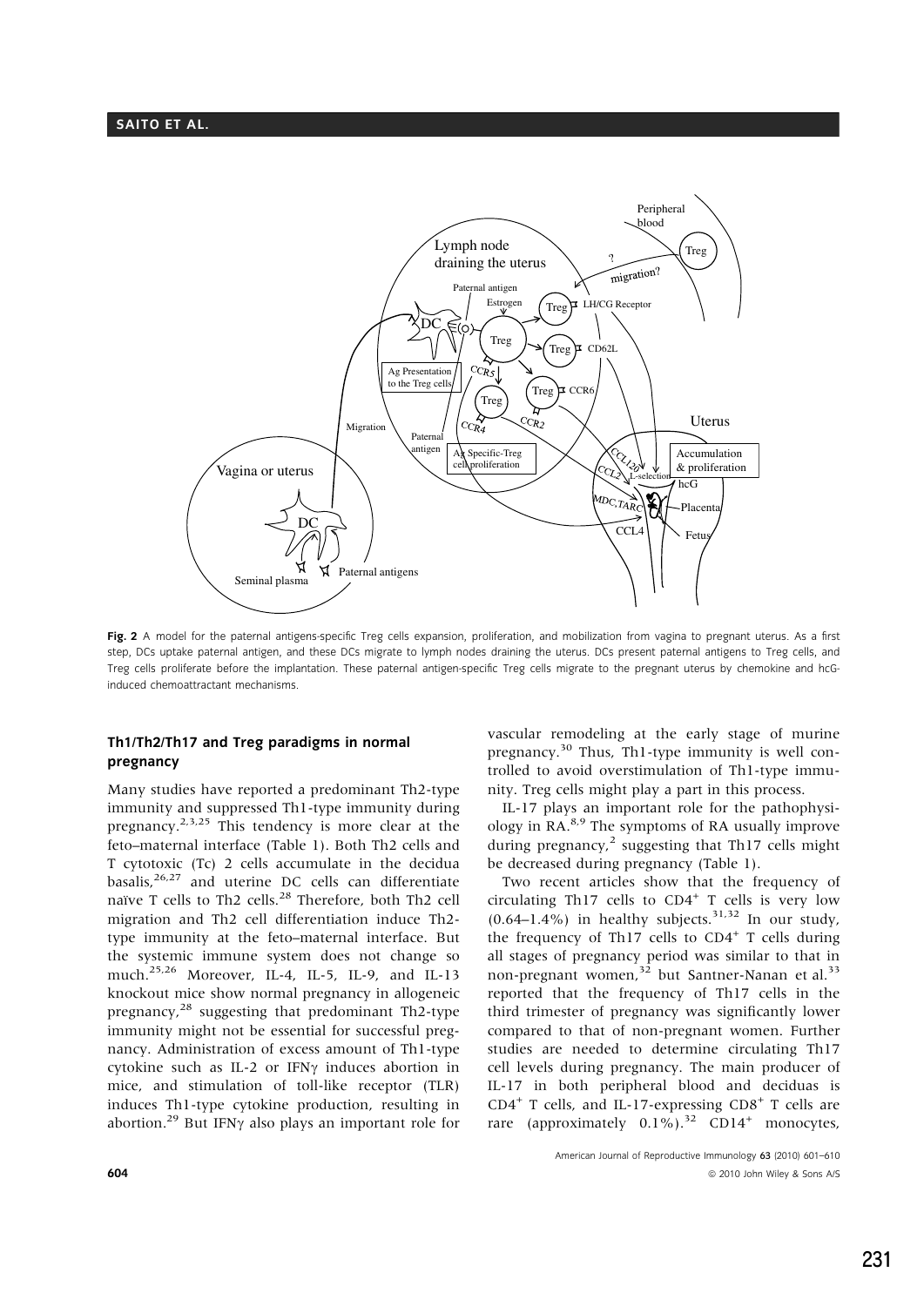**Fig. 2** A model for the paternal antigens-specific Treg cells expansion, proliferation, and mobilization from vagina to pregnant uterus. As a first step, DCs uptake paternal antigen, and these DCs migrate to lymph nodes draining the uterus. DCs present paternal antigens to Treg cells, and Treg cells proliferate before the implantation. These paternal antigen-specific Treg cells migrate to the pregnant uterus by chemokine and hcG-induced chemoattractant mechanisms.

## Th1/Th2/Th17 and Treg paradigms in normal pregnancy

Many studies have reported a predominant Th2-type immunity and suppressed Th1-type immunity during pregnancy.[2,3,25] This tendency is more clear at the feto–maternal interface (Table 1). Both Th2 cells and T cytotoxic (Tc) 2 cells accumulate in the decidua basalis,[26,27] and uterine DC cells can differentiate naïve T cells to Th2 cells.[28] Therefore, both Th2 cell migration and Th2 cell differentiation induce Th2-type immunity at the feto–maternal interface. But the systemic immune system does not change so much.[25,26] Moreover, IL-4, IL-5, IL-9, and IL-13 knockout mice show normal pregnancy in allogeneic pregnancy,[28] suggesting that predominant Th2-type immunity might not be essential for successful pregnancy. Administration of excess amount of Th1-type cytokine such as IL-2 or IFN$\gamma$ induces abortion in mice, and stimulation of toll-like receptor (TLR) induces Th1-type cytokine production, resulting in abortion.[29] But IFN$\gamma$ also plays an important role for vascular remodeling at the early stage of murine pregnancy.[30] Thus, Th1-type immunity is well controlled to avoid overstimulation of Th1-type immunity. Treg cells might play a part in this process.

IL-17 plays an important role for the pathophysiology in RA.[8,9] The symptoms of RA usually improve during pregnancy,[2] suggesting that Th17 cells might be decreased during pregnancy (Table 1).

Two recent articles show that the frequency of circulating Th17 cells to $CD4^+$ T cells is very low (0.64–1.4%) in healthy subjects.[31,32] In our study, the frequency of Th17 cells to $CD4^+$ T cells during all stages of pregnancy period was similar to that in non-pregnant women,[32] but Santner-Nanan et al.[33] reported that the frequency of Th17 cells in the third trimester of pregnancy was significantly lower compared to that of non-pregnant women. Further studies are needed to determine circulating Th17 cell levels during pregnancy. The main producer of IL-17 in both peripheral blood and deciduas is $CD4^+$ T cells, and IL-17-expressing $CD8^+$ T cells are rare (approximately 0.1%).[32] $CD14^+$ monocytes,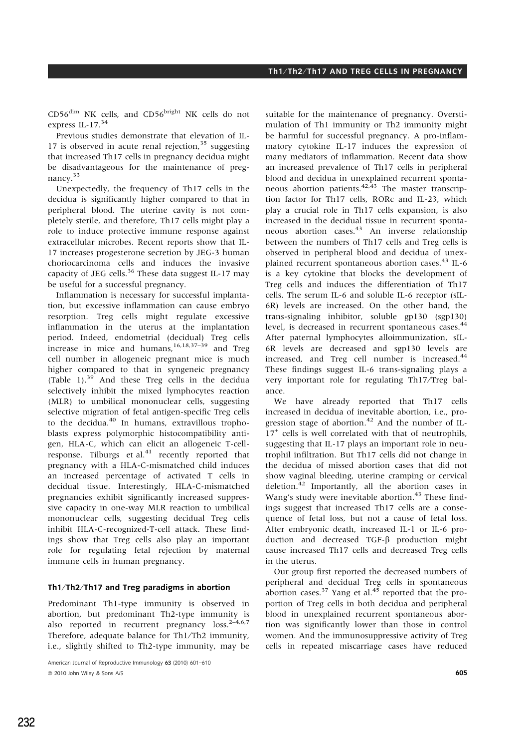CD56$^{dim}$ NK cells, and CD56$^{bright}$ NK cells do not express IL-17.[34]

Previous studies demonstrate that elevation of IL-17 is observed in acute renal rejection,[35] suggesting that increased Th17 cells in pregnancy decidua might be disadvantageous for the maintenance of pregnancy.[33]

Unexpectedly, the frequency of Th17 cells in the decidua is significantly higher compared to that in peripheral blood. The uterine cavity is not completely sterile, and therefore, Th17 cells might play a role to induce protective immune response against extracellular microbes. Recent reports show that IL-17 increases progesterone secretion by JEG-3 human choriocarcinoma cells and induces the invasive capacity of JEG cells.[36] These data suggest IL-17 may be useful for a successful pregnancy.

Inflammation is necessary for successful implantation, but excessive inflammation can cause embryo resorption. Treg cells might regulate excessive inflammation in the uterus at the implantation period. Indeed, endometrial (decidual) Treg cells increase in mice and humans,[16,18,37–39] and Treg cell number in allogeneic pregnant mice is much higher compared to that in syngeneic pregnancy (Table 1).[39] And these Treg cells in the decidua selectively inhibit the mixed lymphocytes reaction (MLR) to umbilical mononuclear cells, suggesting selective migration of fetal antigen-specific Treg cells to the decidua.[40] In humans, extravillous trophoblasts express polymorphic histocompatibility antigen, HLA-C, which can elicit an allogeneic T-cell-response. Tilburgs et al.[41] recently reported that pregnancy with a HLA-C-mismatched child induces an increased percentage of activated T cells in decidual tissue. Interestingly, HLA-C-mismatched pregnancies exhibit significantly increased suppressive capacity in one-way MLR reaction to umbilical mononuclear cells, suggesting decidual Treg cells inhibit HLA-C-recognized-T-cell attack. These findings show that Treg cells also play an important role for regulating fetal rejection by maternal immune cells in human pregnancy.

## Th1/Th2/Th17 and Treg paradigms in abortion

Predominant Th1-type immunity is observed in abortion, but predominant Th2-type immunity is also reported in recurrent pregnancy loss.[2–4,6,7] Therefore, adequate balance for Th1/Th2 immunity, i.e., slightly shifted to Th2-type immunity, may be suitable for the maintenance of pregnancy. Overstimulation of Th1 immunity or Th2 immunity might be harmful for successful pregnancy. A pro-inflammatory cytokine IL-17 induces the expression of many mediators of inflammation. Recent data show an increased prevalence of Th17 cells in peripheral blood and decidua in unexplained recurrent spontaneous abortion patients.[42,43] The master transcription factor for Th17 cells, RORc and IL-23, which play a crucial role in Th17 cells expansion, is also increased in the decidual tissue in recurrent spontaneous abortion cases.[43] An inverse relationship between the numbers of Th17 cells and Treg cells is observed in peripheral blood and decidua of unexplained recurrent spontaneous abortion cases.[43] IL-6 is a key cytokine that blocks the development of Treg cells and induces the differentiation of Th17 cells. The serum IL-6 and soluble IL-6 receptor (sIL-6R) levels are increased. On the other hand, the trans-signaling inhibitor, soluble gp130 (sgp130) level, is decreased in recurrent spontaneous cases.[44] After paternal lymphocytes alloimmunization, sIL-6R levels are decreased and sgp130 levels are increased, and Treg cell number is increased.[44] These findings suggest IL-6 trans-signaling plays a very important role for regulating Th17/Treg balance.

We have already reported that Th17 cells increased in decidua of inevitable abortion, i.e., progression stage of abortion.[42] And the number of IL-17$^{+}$ cells is well correlated with that of neutrophils, suggesting that IL-17 plays an important role in neutrophil infiltration. But Th17 cells did not change in the decidua of missed abortion cases that did not show vaginal bleeding, uterine cramping or cervical deletion.[42] Importantly, all the abortion cases in Wang's study were inevitable abortion.[43] These findings suggest that increased Th17 cells are a consequence of fetal loss, but not a cause of fetal loss. After embryonic death, increased IL-1 or IL-6 production and decreased TGF-β production might cause increased Th17 cells and decreased Treg cells in the uterus.

Our group first reported the decreased numbers of peripheral and decidual Treg cells in spontaneous abortion cases.[37] Yang et al.[45] reported that the proportion of Treg cells in both decidua and peripheral blood in unexplained recurrent spontaneous abortion was significantly lower than those in control women. And the immunosuppressive activity of Treg cells in repeated miscarriage cases have reduced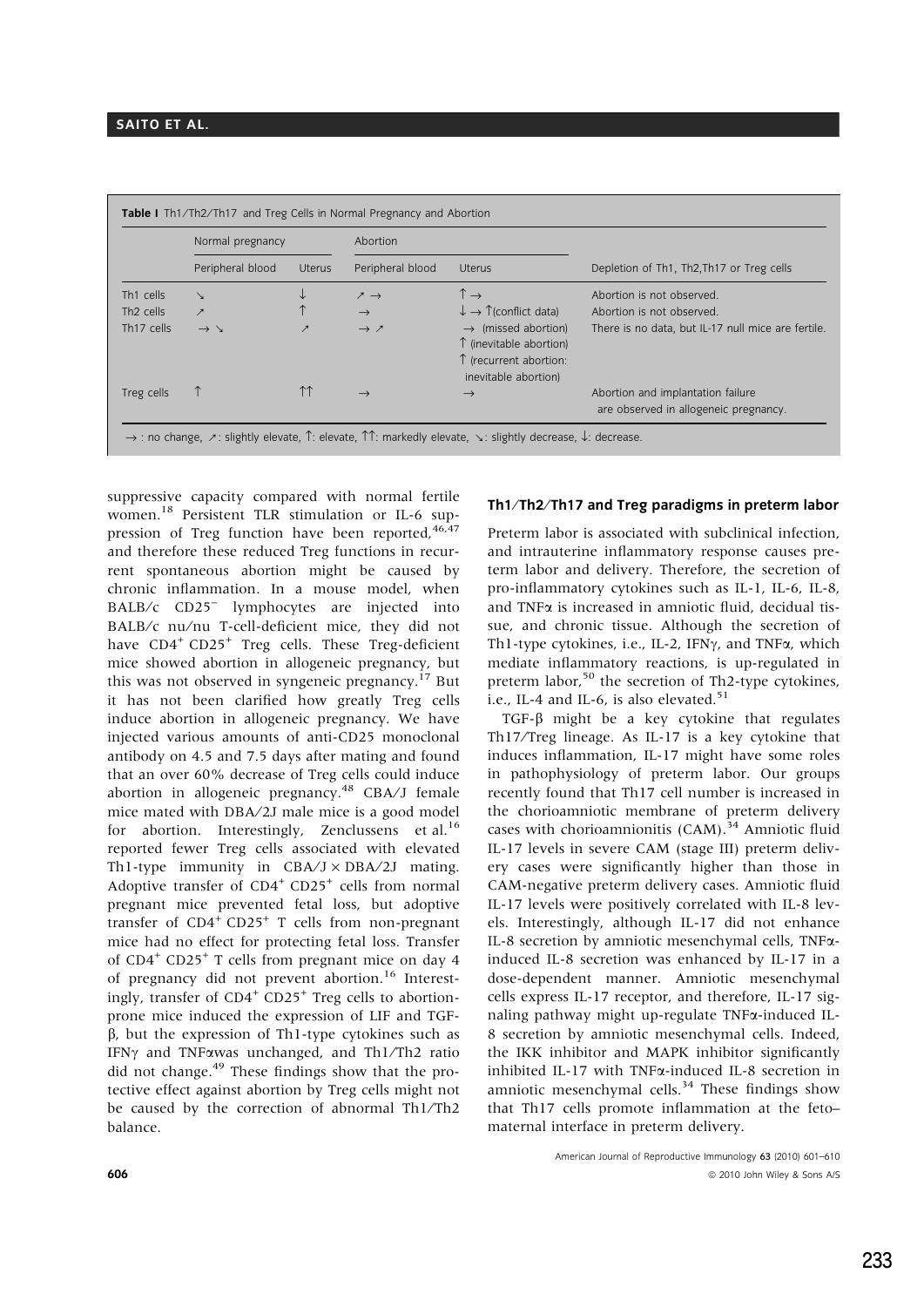**Table I** Th1/Th2/Th17 and Treg Cells in Normal Pregnancy and Abortion

| | Normal pregnancy | | Abortion | | |
|---|---|---|---|---|---|
| | Peripheral blood | Uterus | Peripheral blood | Uterus | Depletion of Th1, Th2,Th17 or Treg cells |
| Th1 cells | ↘ | ↓ | ↗ → | ↑ → | Abortion is not observed. |
| Th2 cells | ↗ | ↑ | → | ↓ → ↑(conflict data) | Abortion is not observed. |
| Th17 cells | → ↘ | ↗ | → ↗ | → (missed abortion) ↑ (inevitable abortion) ↑ (recurrent abortion: inevitable abortion) | There is no data, but IL-17 null mice are fertile. |
| Treg cells | ↑ | ↑↑ | → | → | Abortion and implantation failure are observed in allogeneic pregnancy. |

→ : no change, ↗: slightly elevate, ↑: elevate, ↑↑: markedly elevate, ↘: slightly decrease, ↓: decrease.

suppressive capacity compared with normal fertile women.[18] Persistent TLR stimulation or IL-6 suppression of Treg function have been reported,[46,47] and therefore these reduced Treg functions in recurrent spontaneous abortion might be caused by chronic inflammation. In a mouse model, when BALB/c $CD25^-$ lymphocytes are injected into BALB/c nu/nu T-cell-deficient mice, they did not have $CD4^+$ $CD25^+$ Treg cells. These Treg-deficient mice showed abortion in allogeneic pregnancy, but this was not observed in syngeneic pregnancy.[17] But it has not been clarified how greatly Treg cells induce abortion in allogeneic pregnancy. We have injected various amounts of anti-CD25 monoclonal antibody on 4.5 and 7.5 days after mating and found that an over 60% decrease of Treg cells could induce abortion in allogeneic pregnancy.[48] CBA/J female mice mated with DBA/2J male mice is a good model for abortion. Interestingly, Zenclussens et al.[16] reported fewer Treg cells associated with elevated Th1-type immunity in CBA/J × DBA/2J mating. Adoptive transfer of $CD4^+$ $CD25^+$ cells from normal pregnant mice prevented fetal loss, but adoptive transfer of $CD4^+$ $CD25^+$ T cells from non-pregnant mice had no effect for protecting fetal loss. Transfer of $CD4^+$ $CD25^+$ T cells from pregnant mice on day 4 of pregnancy did not prevent abortion.[16] Interestingly, transfer of $CD4^+$ $CD25^+$ Treg cells to abortion-prone mice induced the expression of LIF and TGF-β, but the expression of Th1-type cytokines such as IFNγ and TNFαwas unchanged, and Th1/Th2 ratio did not change.[49] These findings show that the protective effect against abortion by Treg cells might not be caused by the correction of abnormal Th1/Th2 balance.

## Th1/Th2/Th17 and Treg paradigms in preterm labor

Preterm labor is associated with subclinical infection, and intrauterine inflammatory response causes preterm labor and delivery. Therefore, the secretion of pro-inflammatory cytokines such as IL-1, IL-6, IL-8, and TNFα is increased in amniotic fluid, decidual tissue, and chronic tissue. Although the secretion of Th1-type cytokines, i.e., IL-2, IFNγ, and TNFα, which mediate inflammatory reactions, is up-regulated in preterm labor,[50] the secretion of Th2-type cytokines, i.e., IL-4 and IL-6, is also elevated.[51]

TGF-β might be a key cytokine that regulates Th17/Treg lineage. As IL-17 is a key cytokine that induces inflammation, IL-17 might have some roles in pathophysiology of preterm labor. Our groups recently found that Th17 cell number is increased in the chorioamniotic membrane of preterm delivery cases with chorioamnionitis (CAM).[34] Amniotic fluid IL-17 levels in severe CAM (stage III) preterm delivery cases were significantly higher than those in CAM-negative preterm delivery cases. Amniotic fluid IL-17 levels were positively correlated with IL-8 levels. Interestingly, although IL-17 did not enhance IL-8 secretion by amniotic mesenchymal cells, TNFα-induced IL-8 secretion was enhanced by IL-17 in a dose-dependent manner. Amniotic mesenchymal cells express IL-17 receptor, and therefore, IL-17 signaling pathway might up-regulate TNFα-induced IL-8 secretion by amniotic mesenchymal cells. Indeed, the IKK inhibitor and MAPK inhibitor significantly inhibited IL-17 with TNFα-induced IL-8 secretion in amniotic mesenchymal cells.[34] These findings show that Th17 cells promote inflammation at the feto–maternal interface in preterm delivery.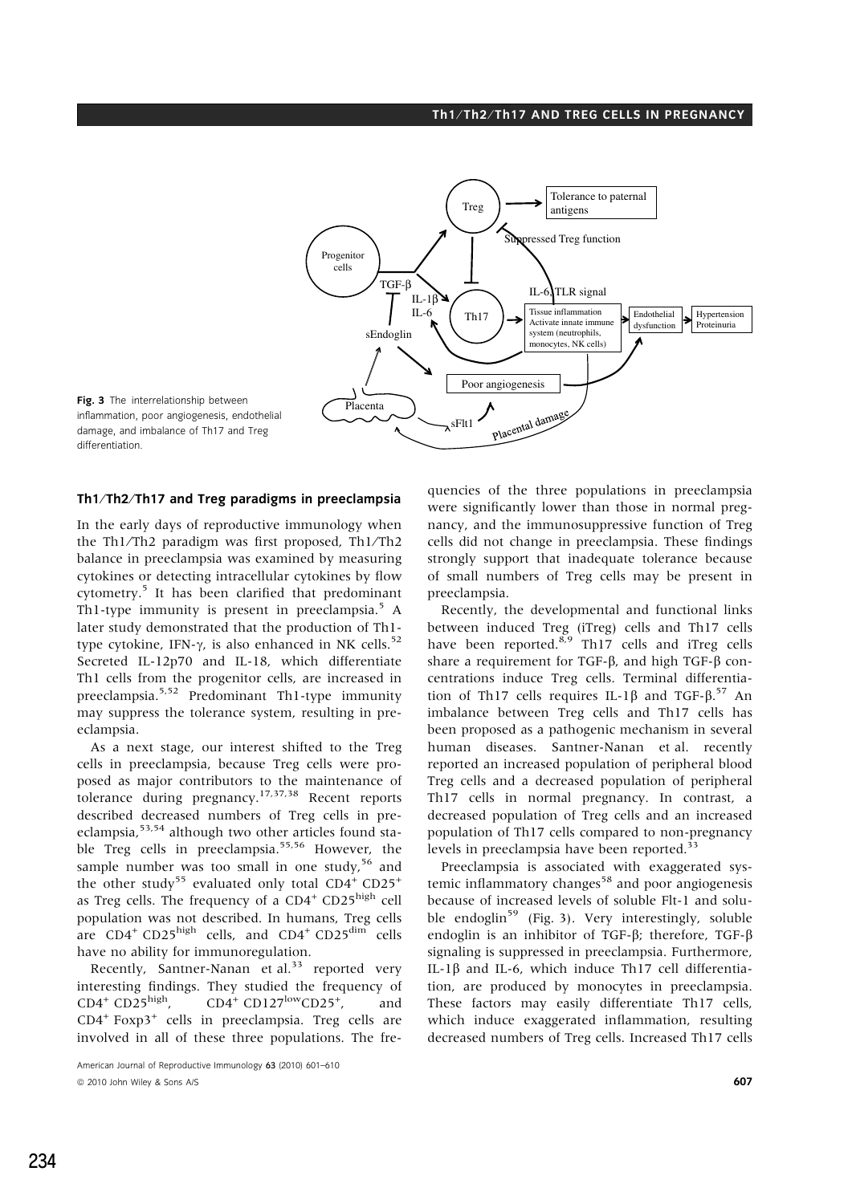Fig. 3 The interrelationship between inflammation, poor angiogenesis, endothelial damage, and imbalance of Th17 and Treg differentiation.

## Th1/Th2/Th17 and Treg paradigms in preeclampsia

In the early days of reproductive immunology when the Th1/Th2 paradigm was first proposed, Th1/Th2 balance in preeclampsia was examined by measuring cytokines or detecting intracellular cytokines by flow cytometry.[5] It has been clarified that predominant Th1-type immunity is present in preeclampsia.[5] A later study demonstrated that the production of Th1-type cytokine, IFN-$\gamma$, is also enhanced in NK cells.[52] Secreted IL-12p70 and IL-18, which differentiate Th1 cells from the progenitor cells, are increased in preeclampsia.[5,52] Predominant Th1-type immunity may suppress the tolerance system, resulting in preeclampsia.

As a next stage, our interest shifted to the Treg cells in preeclampsia, because Treg cells were proposed as major contributors to the maintenance of tolerance during pregnancy.[17,37,38] Recent reports described decreased numbers of Treg cells in preeclampsia,[53,54] although two other articles found stable Treg cells in preeclampsia.[55,56] However, the sample number was too small in one study,[56] and the other study[55] evaluated only total $CD4^+$ $CD25^+$ as Treg cells. The frequency of a $CD4^+$ $CD25^{high}$ cell population was not described. In humans, Treg cells are $CD4^+$ $CD25^{high}$ cells, and $CD4^+$ $CD25^{dim}$ cells have no ability for immunoregulation.

Recently, Santner-Nanan et al.[33] reported very interesting findings. They studied the frequency of $CD4^+$ $CD25^{high}$, $CD4^+$ $CD127^{low}CD25^+$, and $CD4^+$ $Foxp3^+$ cells in preeclampsia. Treg cells are involved in all of these three populations. The frequencies of the three populations in preeclampsia were significantly lower than those in normal pregnancy, and the immunosuppressive function of Treg cells did not change in preeclampsia. These findings strongly support that inadequate tolerance because of small numbers of Treg cells may be present in preeclampsia.

Recently, the developmental and functional links between induced Treg (iTreg) cells and Th17 cells have been reported.[8,9] Th17 cells and iTreg cells share a requirement for TGF-$\beta$, and high TGF-$\beta$ concentrations induce Treg cells. Terminal differentiation of Th17 cells requires IL-1$\beta$ and TGF-$\beta$.[57] An imbalance between Treg cells and Th17 cells has been proposed as a pathogenic mechanism in several human diseases. Santner-Nanan et al. recently reported an increased population of peripheral blood Treg cells and a decreased population of peripheral Th17 cells in normal pregnancy. In contrast, a decreased population of Treg cells and an increased population of Th17 cells compared to non-pregnancy levels in preeclampsia have been reported.[33]

Preeclampsia is associated with exaggerated systemic inflammatory changes[58] and poor angiogenesis because of increased levels of soluble Flt-1 and soluble endoglin[59] (Fig. 3). Very interestingly, soluble endoglin is an inhibitor of TGF-$\beta$; therefore, TGF-$\beta$ signaling is suppressed in preeclampsia. Furthermore, IL-1$\beta$ and IL-6, which induce Th17 cell differentiation, are produced by monocytes in preeclampsia. These factors may easily differentiate Th17 cells, which induce exaggerated inflammation, resulting decreased numbers of Treg cells. Increased Th17 cells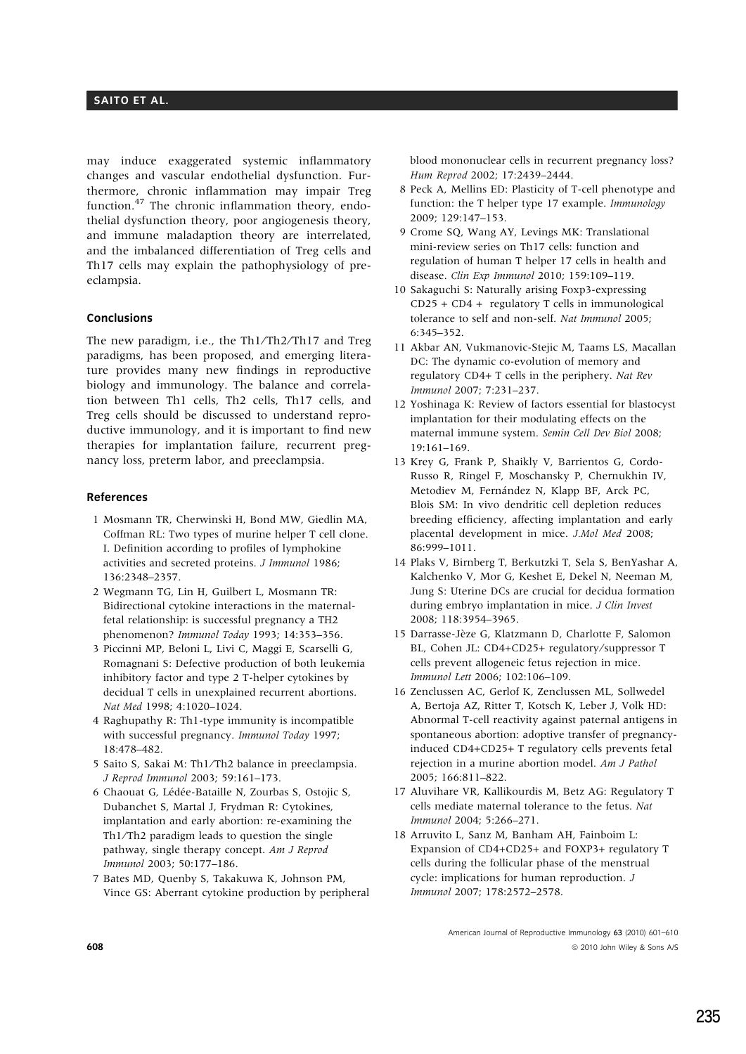may induce exaggerated systemic inflammatory changes and vascular endothelial dysfunction. Furthermore, chronic inflammation may impair Treg function.[47] The chronic inflammation theory, endothelial dysfunction theory, poor angiogenesis theory, and immune maladaption theory are interrelated, and the imbalanced differentiation of Treg cells and Th17 cells may explain the pathophysiology of preeclampsia.

## Conclusions

The new paradigm, i.e., the Th1/Th2/Th17 and Treg paradigms, has been proposed, and emerging literature provides many new findings in reproductive biology and immunology. The balance and correlation between Th1 cells, Th2 cells, Th17 cells, and Treg cells should be discussed to understand reproductive immunology, and it is important to find new therapies for implantation failure, recurrent pregnancy loss, preterm labor, and preeclampsia.

## References

1 Mosmann TR, Cherwinski H, Bond MW, Giedlin MA, Coffman RL: Two types of murine helper T cell clone. I. Definition according to profiles of lymphokine activities and secreted proteins. *J Immunol* 1986; 136:2348–2357.

2 Wegmann TG, Lin H, Guilbert L, Mosmann TR: Bidirectional cytokine interactions in the maternal-fetal relationship: is successful pregnancy a TH2 phenomenon? *Immunol Today* 1993; 14:353–356.

3 Piccinni MP, Beloni L, Livi C, Maggi E, Scarselli G, Romagnani S: Defective production of both leukemia inhibitory factor and type 2 T-helper cytokines by decidual T cells in unexplained recurrent abortions. *Nat Med* 1998; 4:1020–1024.

4 Raghupathy R: Th1-type immunity is incompatible with successful pregnancy. *Immunol Today* 1997; 18:478–482.

5 Saito S, Sakai M: Th1/Th2 balance in preeclampsia. *J Reprod Immunol* 2003; 59:161–173.

6 Chaouat G, Lédée-Bataille N, Zourbas S, Ostojic S, Dubanchet S, Martal J, Frydman R: Cytokines, implantation and early abortion: re-examining the Th1/Th2 paradigm leads to question the single pathway, single therapy concept. *Am J Reprod Immunol* 2003; 50:177–186.

7 Bates MD, Quenby S, Takakuwa K, Johnson PM, Vince GS: Aberrant cytokine production by peripheral blood mononuclear cells in recurrent pregnancy loss? *Hum Reprod* 2002; 17:2439–2444.

8 Peck A, Mellins ED: Plasticity of T-cell phenotype and function: the T helper type 17 example. *Immunology* 2009; 129:147–153.

9 Crome SQ, Wang AY, Levings MK: Translational mini-review series on Th17 cells: function and regulation of human T helper 17 cells in health and disease. *Clin Exp Immunol* 2010; 159:109–119.

10 Sakaguchi S: Naturally arising Foxp3-expressing CD25 + CD4 + regulatory T cells in immunological tolerance to self and non-self. *Nat Immunol* 2005; 6:345–352.

11 Akbar AN, Vukmanovic-Stejic M, Taams LS, Macallan DC: The dynamic co-evolution of memory and regulatory CD4+ T cells in the periphery. *Nat Rev Immunol* 2007; 7:231–237.

12 Yoshinaga K: Review of factors essential for blastocyst implantation for their modulating effects on the maternal immune system. *Semin Cell Dev Biol* 2008; 19:161–169.

13 Krey G, Frank P, Shaikly V, Barrientos G, Cordo-Russo R, Ringel F, Moschansky P, Chernukhin IV, Metodiev M, Fernández N, Klapp BF, Arck PC, Blois SM: In vivo dendritic cell depletion reduces breeding efficiency, affecting implantation and early placental development in mice. *J.Mol Med* 2008; 86:999–1011.

14 Plaks V, Birnberg T, Berkutzki T, Sela S, BenYashar A, Kalchenko V, Mor G, Keshet E, Dekel N, Neeman M, Jung S: Uterine DCs are crucial for decidua formation during embryo implantation in mice. *J Clin Invest* 2008; 118:3954–3965.

15 Darrasse-Jèze G, Klatzmann D, Charlotte F, Salomon BL, Cohen JL: CD4+CD25+ regulatory/suppressor T cells prevent allogeneic fetus rejection in mice. *Immunol Lett* 2006; 102:106–109.

16 Zenclussen AC, Gerlof K, Zenclussen ML, Sollwedel A, Bertoja AZ, Ritter T, Kotsch K, Leber J, Volk HD: Abnormal T-cell reactivity against paternal antigens in spontaneous abortion: adoptive transfer of pregnancy-induced CD4+CD25+ T regulatory cells prevents fetal rejection in a murine abortion model. *Am J Pathol* 2005; 166:811–822.

17 Aluvihare VR, Kallikourdis M, Betz AG: Regulatory T cells mediate maternal tolerance to the fetus. *Nat Immunol* 2004; 5:266–271.

18 Arruvito L, Sanz M, Banham AH, Fainboim L: Expansion of CD4+CD25+ and FOXP3+ regulatory T cells during the follicular phase of the menstrual cycle: implications for human reproduction. *J Immunol* 2007; 178:2572–2578.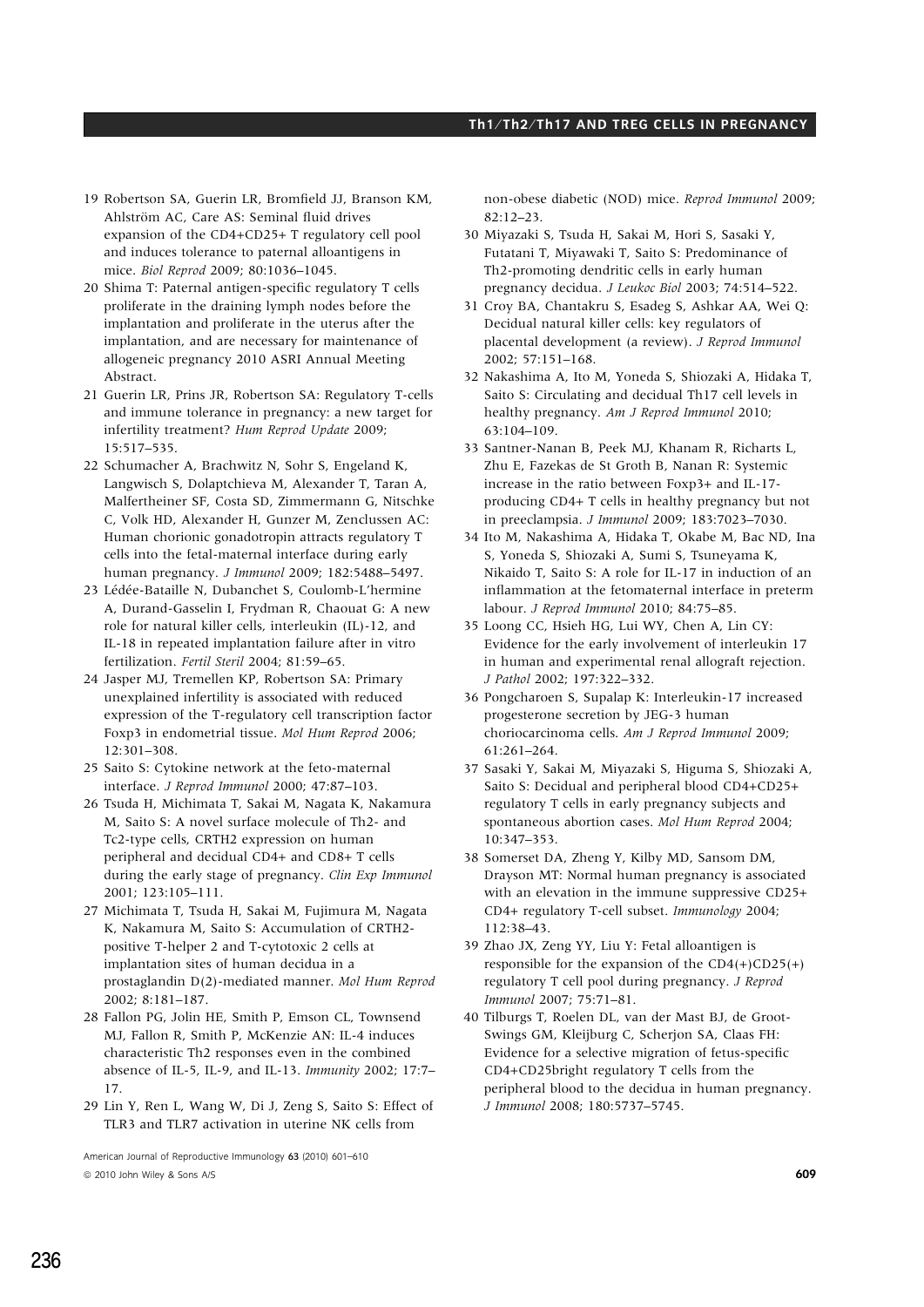19 Robertson SA, Guerin LR, Bromfield JJ, Branson KM, Ahlström AC, Care AS: Seminal fluid drives expansion of the CD4+CD25+ T regulatory cell pool and induces tolerance to paternal alloantigens in mice. *Biol Reprod* 2009; 80:1036–1045.

20 Shima T: Paternal antigen-specific regulatory T cells proliferate in the draining lymph nodes before the implantation and proliferate in the uterus after the implantation, and are necessary for maintenance of allogeneic pregnancy 2010 ASRI Annual Meeting Abstract.

21 Guerin LR, Prins JR, Robertson SA: Regulatory T-cells and immune tolerance in pregnancy: a new target for infertility treatment? *Hum Reprod Update* 2009; 15:517–535.

22 Schumacher A, Brachwitz N, Sohr S, Engeland K, Langwisch S, Dolaptchieva M, Alexander T, Taran A, Malfertheiner SF, Costa SD, Zimmermann G, Nitschke C, Volk HD, Alexander H, Gunzer M, Zenclussen AC: Human chorionic gonadotropin attracts regulatory T cells into the fetal-maternal interface during early human pregnancy. *J Immunol* 2009; 182:5488–5497.

23 Lédée-Bataille N, Dubanchet S, Coulomb-L'hermine A, Durand-Gasselin I, Frydman R, Chaouat G: A new role for natural killer cells, interleukin (IL)-12, and IL-18 in repeated implantation failure after in vitro fertilization. *Fertil Steril* 2004; 81:59–65.

24 Jasper MJ, Tremellen KP, Robertson SA: Primary unexplained infertility is associated with reduced expression of the T-regulatory cell transcription factor Foxp3 in endometrial tissue. *Mol Hum Reprod* 2006; 12:301–308.

25 Saito S: Cytokine network at the feto-maternal interface. *J Reprod Immunol* 2000; 47:87–103.

26 Tsuda H, Michimata T, Sakai M, Nagata K, Nakamura M, Saito S: A novel surface molecule of Th2- and Tc2-type cells, CRTH2 expression on human peripheral and decidual CD4+ and CD8+ T cells during the early stage of pregnancy. *Clin Exp Immunol* 2001; 123:105–111.

27 Michimata T, Tsuda H, Sakai M, Fujimura M, Nagata K, Nakamura M, Saito S: Accumulation of CRTH2-positive T-helper 2 and T-cytotoxic 2 cells at implantation sites of human decidua in a prostaglandin D(2)-mediated manner. *Mol Hum Reprod* 2002; 8:181–187.

28 Fallon PG, Jolin HE, Smith P, Emson CL, Townsend MJ, Fallon R, Smith P, McKenzie AN: IL-4 induces characteristic Th2 responses even in the combined absence of IL-5, IL-9, and IL-13. *Immunity* 2002; 17:7–17.

29 Lin Y, Ren L, Wang W, Di J, Zeng S, Saito S: Effect of TLR3 and TLR7 activation in uterine NK cells from non-obese diabetic (NOD) mice. *Reprod Immunol* 2009; 82:12–23.

30 Miyazaki S, Tsuda H, Sakai M, Hori S, Sasaki Y, Futatani T, Miyawaki T, Saito S: Predominance of Th2-promoting dendritic cells in early human pregnancy decidua. *J Leukoc Biol* 2003; 74:514–522.

31 Croy BA, Chantakru S, Esadeg S, Ashkar AA, Wei Q: Decidual natural killer cells: key regulators of placental development (a review). *J Reprod Immunol* 2002; 57:151–168.

32 Nakashima A, Ito M, Yoneda S, Shiozaki A, Hidaka T, Saito S: Circulating and decidual Th17 cell levels in healthy pregnancy. *Am J Reprod Immunol* 2010; 63:104–109.

33 Santner-Nanan B, Peek MJ, Khanam R, Richarts L, Zhu E, Fazekas de St Groth B, Nanan R: Systemic increase in the ratio between Foxp3+ and IL-17-producing CD4+ T cells in healthy pregnancy but not in preeclampsia. *J Immunol* 2009; 183:7023–7030.

34 Ito M, Nakashima A, Hidaka T, Okabe M, Bac ND, Ina S, Yoneda S, Shiozaki A, Sumi S, Tsuneyama K, Nikaido T, Saito S: A role for IL-17 in induction of an inflammation at the fetomaternal interface in preterm labour. *J Reprod Immunol* 2010; 84:75–85.

35 Loong CC, Hsieh HG, Lui WY, Chen A, Lin CY: Evidence for the early involvement of interleukin 17 in human and experimental renal allograft rejection. *J Pathol* 2002; 197:322–332.

36 Pongcharoen S, Supalap K: Interleukin-17 increased progesterone secretion by JEG-3 human choriocarcinoma cells. *Am J Reprod Immunol* 2009; 61:261–264.

37 Sasaki Y, Sakai M, Miyazaki S, Higuma S, Shiozaki A, Saito S: Decidual and peripheral blood CD4+CD25+ regulatory T cells in early pregnancy subjects and spontaneous abortion cases. *Mol Hum Reprod* 2004; 10:347–353.

38 Somerset DA, Zheng Y, Kilby MD, Sansom DM, Drayson MT: Normal human pregnancy is associated with an elevation in the immune suppressive CD25+ CD4+ regulatory T-cell subset. *Immunology* 2004; 112:38–43.

39 Zhao JX, Zeng YY, Liu Y: Fetal alloantigen is responsible for the expansion of the CD4(+)CD25(+) regulatory T cell pool during pregnancy. *J Reprod Immunol* 2007; 75:71–81.

40 Tilburgs T, Roelen DL, van der Mast BJ, de Groot-Swings GM, Kleijburg C, Scherjon SA, Claas FH: Evidence for a selective migration of fetus-specific CD4+CD25bright regulatory T cells from the peripheral blood to the decidua in human pregnancy. *J Immunol* 2008; 180:5737–5745.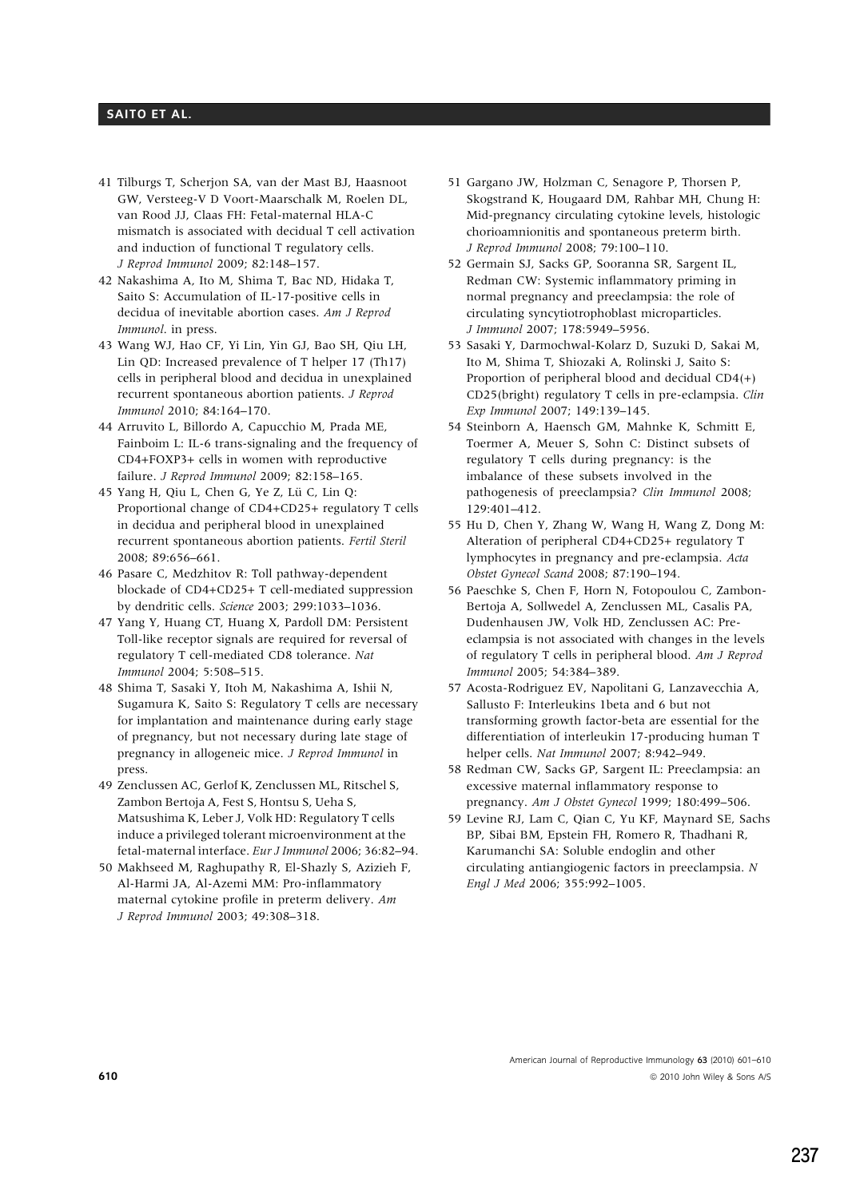41 Tilburgs T, Scherjon SA, van der Mast BJ, Haasnoot GW, Versteeg-V D Voort-Maarschalk M, Roelen DL, van Rood JJ, Claas FH: Fetal-maternal HLA-C mismatch is associated with decidual T cell activation and induction of functional T regulatory cells. *J Reprod Immunol* 2009; 82:148–157.

42 Nakashima A, Ito M, Shima T, Bac ND, Hidaka T, Saito S: Accumulation of IL-17-positive cells in decidua of inevitable abortion cases. *Am J Reprod Immunol*. in press.

43 Wang WJ, Hao CF, Yi Lin, Yin GJ, Bao SH, Qiu LH, Lin QD: Increased prevalence of T helper 17 (Th17) cells in peripheral blood and decidua in unexplained recurrent spontaneous abortion patients. *J Reprod Immunol* 2010; 84:164–170.

44 Arruvito L, Billordo A, Capucchio M, Prada ME, Fainboim L: IL-6 trans-signaling and the frequency of CD4+FOXP3+ cells in women with reproductive failure. *J Reprod Immunol* 2009; 82:158–165.

45 Yang H, Qiu L, Chen G, Ye Z, Lü C, Lin Q: Proportional change of CD4+CD25+ regulatory T cells in decidua and peripheral blood in unexplained recurrent spontaneous abortion patients. *Fertil Steril* 2008; 89:656–661.

46 Pasare C, Medzhitov R: Toll pathway-dependent blockade of CD4+CD25+ T cell-mediated suppression by dendritic cells. *Science* 2003; 299:1033–1036.

47 Yang Y, Huang CT, Huang X, Pardoll DM: Persistent Toll-like receptor signals are required for reversal of regulatory T cell-mediated CD8 tolerance. *Nat Immunol* 2004; 5:508–515.

48 Shima T, Sasaki Y, Itoh M, Nakashima A, Ishii N, Sugamura K, Saito S: Regulatory T cells are necessary for implantation and maintenance during early stage of pregnancy, but not necessary during late stage of pregnancy in allogeneic mice. *J Reprod Immunol* in press.

49 Zenclussen AC, Gerlof K, Zenclussen ML, Ritschel S, Zambon Bertoja A, Fest S, Hontsu S, Ueha S, Matsushima K, Leber J, Volk HD: Regulatory T cells induce a privileged tolerant microenvironment at the fetal-maternal interface. *Eur J Immunol* 2006; 36:82–94.

50 Makhseed M, Raghupathy R, El-Shazly S, Azizieh F, Al-Harmi JA, Al-Azemi MM: Pro-inflammatory maternal cytokine profile in preterm delivery. *Am J Reprod Immunol* 2003; 49:308–318.

51 Gargano JW, Holzman C, Senagore P, Thorsen P, Skogstrand K, Hougaard DM, Rahbar MH, Chung H: Mid-pregnancy circulating cytokine levels, histologic chorioamnionitis and spontaneous preterm birth. *J Reprod Immunol* 2008; 79:100–110.

52 Germain SJ, Sacks GP, Sooranna SR, Sargent IL, Redman CW: Systemic inflammatory priming in normal pregnancy and preeclampsia: the role of circulating syncytiotrophoblast microparticles. *J Immunol* 2007; 178:5949–5956.

53 Sasaki Y, Darmochwal-Kolarz D, Suzuki D, Sakai M, Ito M, Shima T, Shiozaki A, Rolinski J, Saito S: Proportion of peripheral blood and decidual CD4(+) CD25(bright) regulatory T cells in pre-eclampsia. *Clin Exp Immunol* 2007; 149:139–145.

54 Steinborn A, Haensch GM, Mahnke K, Schmitt E, Toermer A, Meuer S, Sohn C: Distinct subsets of regulatory T cells during pregnancy: is the imbalance of these subsets involved in the pathogenesis of preeclampsia? *Clin Immunol* 2008; 129:401–412.

55 Hu D, Chen Y, Zhang W, Wang H, Wang Z, Dong M: Alteration of peripheral CD4+CD25+ regulatory T lymphocytes in pregnancy and pre-eclampsia. *Acta Obstet Gynecol Scand* 2008; 87:190–194.

56 Paeschke S, Chen F, Horn N, Fotopoulou C, Zambon-Bertoja A, Sollwedel A, Zenclussen ML, Casalis PA, Dudenhausen JW, Volk HD, Zenclussen AC: Pre-eclampsia is not associated with changes in the levels of regulatory T cells in peripheral blood. *Am J Reprod Immunol* 2005; 54:384–389.

57 Acosta-Rodriguez EV, Napolitani G, Lanzavecchia A, Sallusto F: Interleukins 1beta and 6 but not transforming growth factor-beta are essential for the differentiation of interleukin 17-producing human T helper cells. *Nat Immunol* 2007; 8:942–949.

58 Redman CW, Sacks GP, Sargent IL: Preeclampsia: an excessive maternal inflammatory response to pregnancy. *Am J Obstet Gynecol* 1999; 180:499–506.

59 Levine RJ, Lam C, Qian C, Yu KF, Maynard SE, Sachs BP, Sibai BM, Epstein FH, Romero R, Thadhani R, Karumanchi SA: Soluble endoglin and other circulating antiangiogenic factors in preeclampsia. *N Engl J Med* 2006; 355:992–1005.